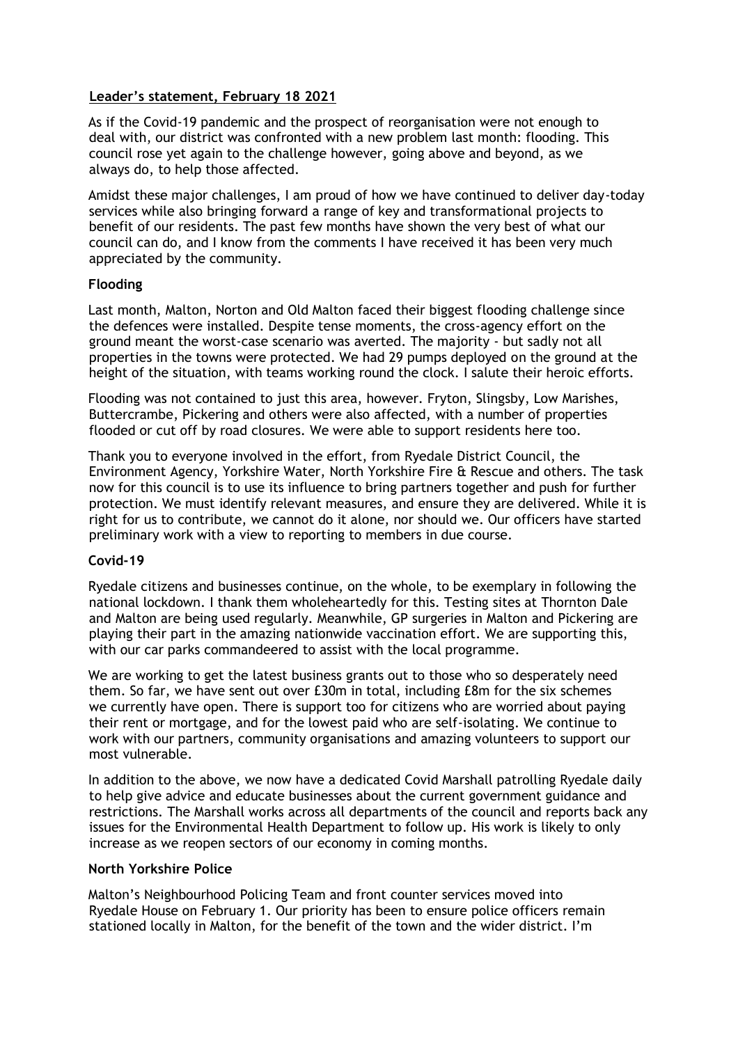## Leader's statement, February 18 2021

As if the Covid-19 pandemic and the prospect of reorganisation were not enough to deal with, our district was confronted with a new problem last month: flooding. This council rose yet again to the challenge however, going above and beyond, as we always do, to help those affected.

Amidst these major challenges, I am proud of how we have continued to deliver day-today services while also bringing forward a range of key and transformational projects to benefit of our residents. The past few months have shown the very best of what our council can do, and I know from the comments I have received it has been very much appreciated by the community.

### Flooding

Last month, Malton, Norton and Old Malton faced their biggest flooding challenge since the defences were installed. Despite tense moments, the cross-agency effort on the ground meant the worst-case scenario was averted. The majority - but sadly not all properties in the towns were protected. We had 29 pumps deployed on the ground at the height of the situation, with teams working round the clock. I salute their heroic efforts.

Flooding was not contained to just this area, however. Fryton, Slingsby, Low Marishes, Buttercrambe, Pickering and others were also affected, with a number of properties flooded or cut off by road closures. We were able to support residents here too.

Thank you to everyone involved in the effort, from Ryedale District Council, the Environment Agency, Yorkshire Water, North Yorkshire Fire & Rescue and others. The task now for this council is to use its influence to bring partners together and push for further protection. We must identify relevant measures, and ensure they are delivered. While it is right for us to contribute, we cannot do it alone, nor should we. Our officers have started preliminary work with a view to reporting to members in due course.

### Covid-19

Ryedale citizens and businesses continue, on the whole, to be exemplary in following the national lockdown. I thank them wholeheartedly for this. Testing sites at Thornton Dale and Malton are being used regularly. Meanwhile, GP surgeries in Malton and Pickering are playing their part in the amazing nationwide vaccination effort. We are supporting this, with our car parks commandeered to assist with the local programme.

We are working to get the latest business grants out to those who so desperately need them. So far, we have sent out over £30m in total, including £8m for the six schemes we currently have open. There is support too for citizens who are worried about paying their rent or mortgage, and for the lowest paid who are self-isolating. We continue to work with our partners, community organisations and amazing volunteers to support our most vulnerable.

In addition to the above, we now have a dedicated Covid Marshall patrolling Ryedale daily to help give advice and educate businesses about the current government guidance and restrictions. The Marshall works across all departments of the council and reports back any issues for the Environmental Health Department to follow up. His work is likely to only increase as we reopen sectors of our economy in coming months.

### North Yorkshire Police

Malton's Neighbourhood Policing Team and front counter services moved into Ryedale House on February 1. Our priority has been to ensure police officers remain stationed locally in Malton, for the benefit of the town and the wider district. I'm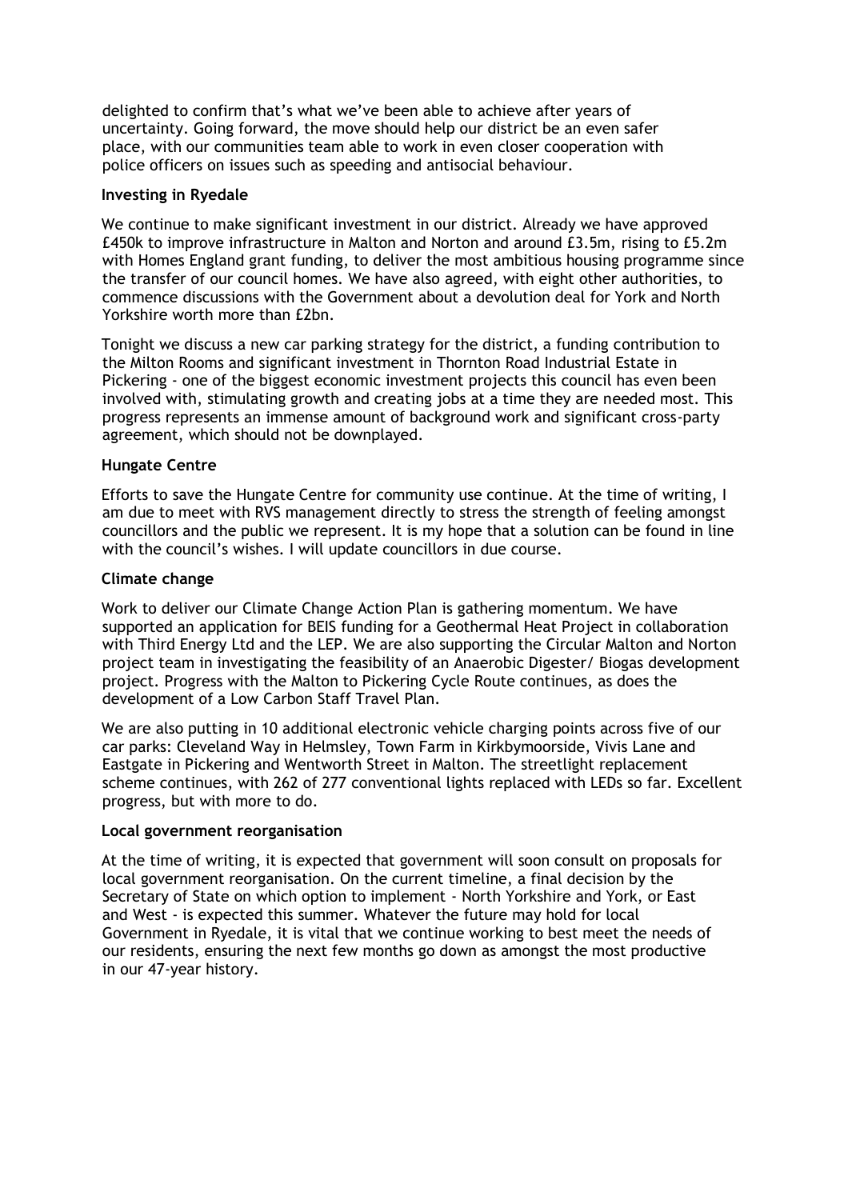delighted to confirm that's what we've been able to achieve after years of uncertainty. Going forward, the move should help our district be an even safer place, with our communities team able to work in even closer cooperation with police officers on issues such as speeding and antisocial behaviour.

**Investing in Ryedale**

We continue to make significant investment in our district. Already we have approved £450k to improve infrastructure in Malton and Norton and around £3.5m, rising to £5.2m with Homes England grant funding, to deliver the most ambitious housing programme since the transfer of our council homes. We have also agreed, with eight other authorities, to commence discussions with the Government about a devolution deal for York and North Yorkshire worth more than £2bn.

Tonight we discuss a new car parking strategy for the district, a funding contribution to the Milton Rooms and significant investment in Thornton Road Industrial Estate in Pickering - one of the biggest economic investment projects this council has even been involved with, stimulating growth and creating jobs at a time they are needed most. This progress represents an immense amount of background work and significant cross-party agreement, which should not be downplayed.

**Hungate Centre**

Efforts to save the Hungate Centre for community use continue. At the time of writing, I am due to meet with RVS management directly to stress the strength of feeling amongst councillors and the public we represent. It is my hope that a solution can be found in line with the council's wishes. I will update councillors in due course.

**Climate change**

Work to deliver our Climate Change Action Plan is gathering momentum. We have supported an application for BEIS funding for a Geothermal Heat Project in collaboration with Third Energy Ltd and the LEP. We are also supporting the Circular Malton and Norton project team in investigating the feasibility of an Anaerobic Digester/ Biogas development project. Progress with the Malton to Pickering Cycle Route continues, as does the development of a Low Carbon Staff Travel Plan.

We are also putting in 10 additional electronic vehicle charging points across five of our car parks: Cleveland Way in Helmsley, Town Farm in Kirkbymoorside, Vivis Lane and Eastgate in Pickering and Wentworth Street in Malton. The streetlight replacement scheme continues, with 262 of 277 conventional lights replaced with LEDs so far. Excellent progress, but with more to do.

**Local government reorganisation**

At the time of writing, it is expected that government will soon consult on proposals for local government reorganisation. On the current timeline, a final decision by the Secretary of State on which option to implement - North Yorkshire and York, or East and West - is expected this summer. Whatever the future may hold for local Government in Ryedale, it is vital that we continue working to best meet the needs of our residents, ensuring the next few months go down as amongst the most productive in our 47-year history.